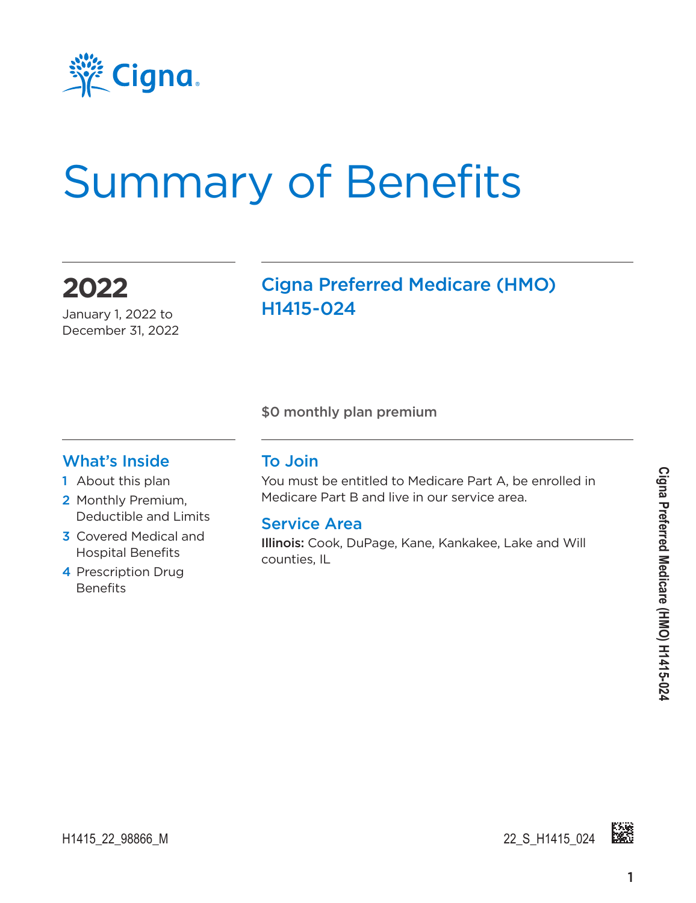Cigna

# Summary of Benefits

## 2022

January 1, 2022 to December 31, 2022

## Cigna Preferred Medicare (HMO) H1415-024

**$0 monthly plan premium**

### What's Inside

1. About this plan
2. Monthly Premium, Deductible and Limits
3. Covered Medical and Hospital Benefits
4. Prescription Drug Benefits

### To Join

You must be entitled to Medicare Part A, be enrolled in Medicare Part B and live in our service area.

### Service Area

**Illinois:** Cook, DuPage, Kane, Kankakee, Lake and Will counties, IL

H1415_22_98866_M

22_S_H1415_024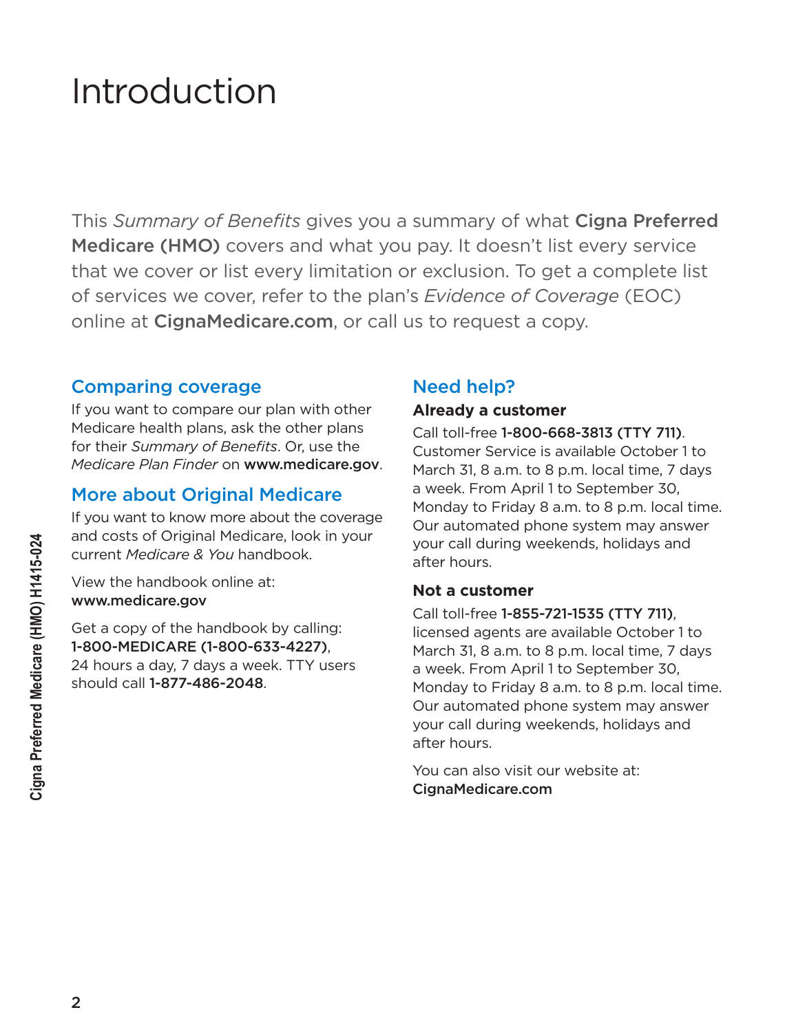# Introduction

This *Summary of Benefits* gives you a summary of what **Cigna Preferred Medicare (HMO)** covers and what you pay. It doesn't list every service that we cover or list every limitation or exclusion. To get a complete list of services we cover, refer to the plan's *Evidence of Coverage* (EOC) online at **CignaMedicare.com**, or call us to request a copy.

## Comparing coverage

If you want to compare our plan with other Medicare health plans, ask the other plans for their *Summary of Benefits*. Or, use the *Medicare Plan Finder* on **www.medicare.gov**.

## More about Original Medicare

If you want to know more about the coverage and costs of Original Medicare, look in your current *Medicare & You* handbook.

View the handbook online at:
**www.medicare.gov**

Get a copy of the handbook by calling:
**1-800-MEDICARE (1-800-633-4227)**, 24 hours a day, 7 days a week. TTY users should call **1-877-486-2048**.

## Need help?

### Already a customer

Call toll-free **1-800-668-3813 (TTY 711)**. Customer Service is available October 1 to March 31, 8 a.m. to 8 p.m. local time, 7 days a week. From April 1 to September 30, Monday to Friday 8 a.m. to 8 p.m. local time. Our automated phone system may answer your call during weekends, holidays and after hours.

### Not a customer

Call toll-free **1-855-721-1535 (TTY 711)**, licensed agents are available October 1 to March 31, 8 a.m. to 8 p.m. local time, 7 days a week. From April 1 to September 30, Monday to Friday 8 a.m. to 8 p.m. local time. Our automated phone system may answer your call during weekends, holidays and after hours.

You can also visit our website at:
**CignaMedicare.com**

Cigna Preferred Medicare (HMO) H1415-024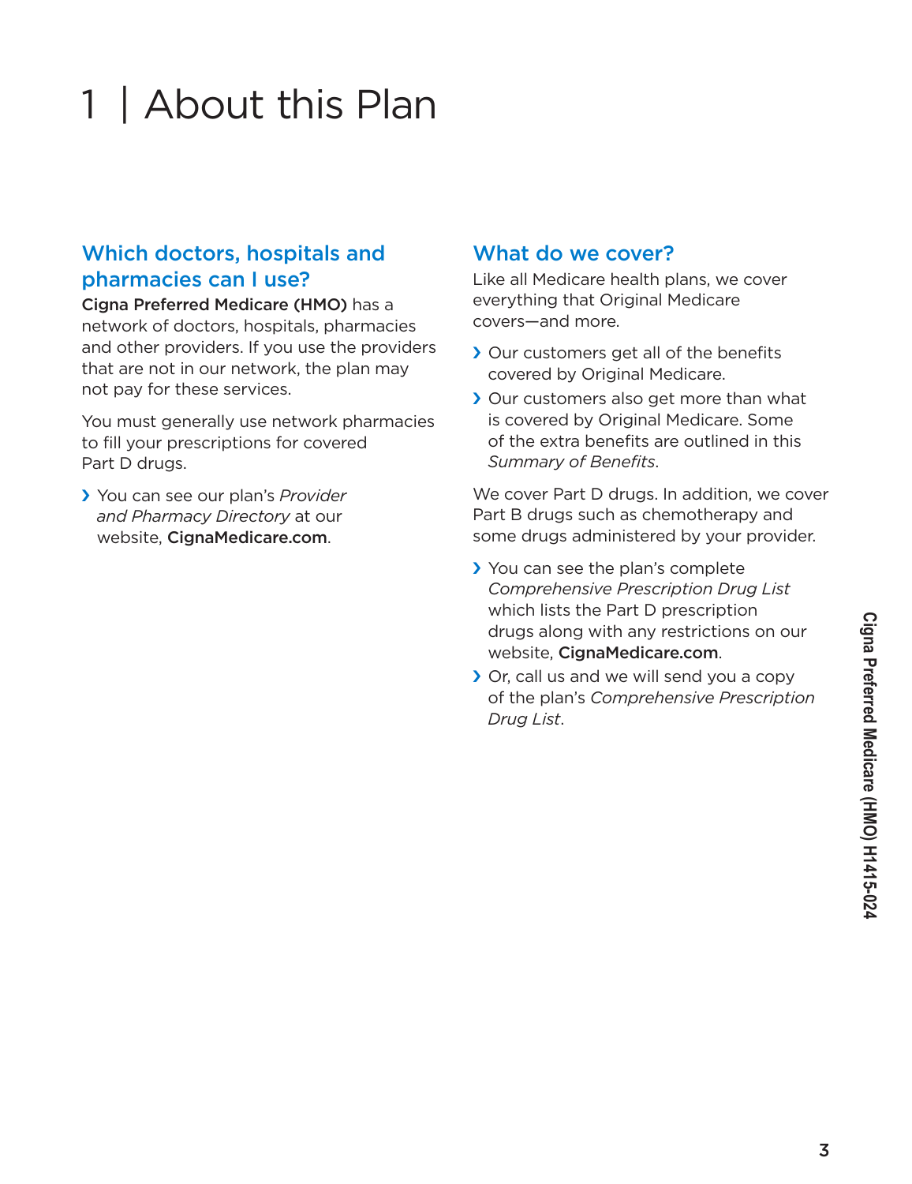# 1 | About this Plan

## Which doctors, hospitals and pharmacies can I use?

**Cigna Preferred Medicare (HMO)** has a network of doctors, hospitals, pharmacies and other providers. If you use the providers that are not in our network, the plan may not pay for these services.

You must generally use network pharmacies to fill your prescriptions for covered Part D drugs.

- You can see our plan's *Provider and Pharmacy Directory* at our website, **CignaMedicare.com**.

## What do we cover?

Like all Medicare health plans, we cover everything that Original Medicare covers—and more.

- Our customers get all of the benefits covered by Original Medicare.
- Our customers also get more than what is covered by Original Medicare. Some of the extra benefits are outlined in this *Summary of Benefits*.

We cover Part D drugs. In addition, we cover Part B drugs such as chemotherapy and some drugs administered by your provider.

- You can see the plan's complete *Comprehensive Prescription Drug List* which lists the Part D prescription drugs along with any restrictions on our website, **CignaMedicare.com**.
- Or, call us and we will send you a copy of the plan's *Comprehensive Prescription Drug List*.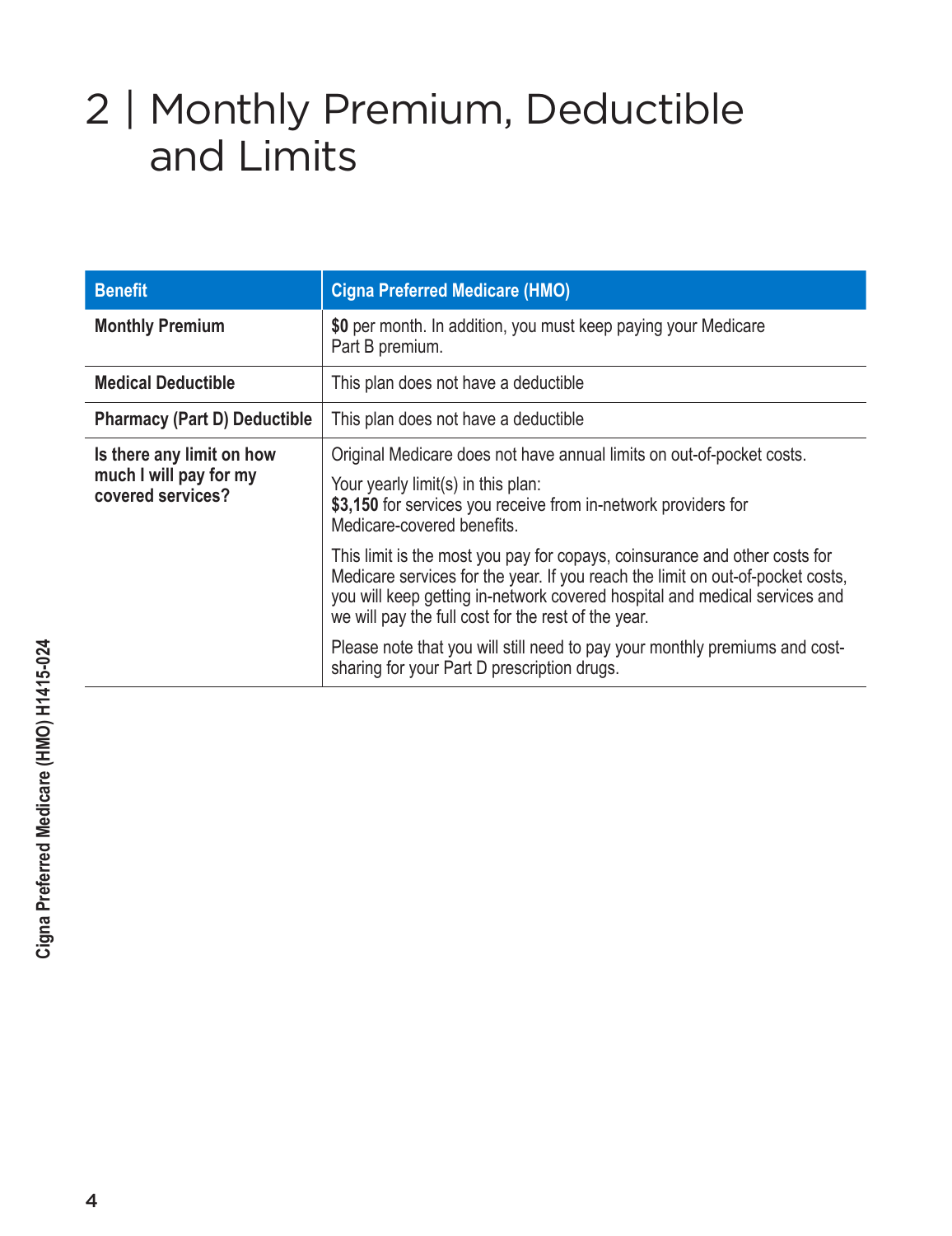# 2 | Monthly Premium, Deductible and Limits

| Benefit | Cigna Preferred Medicare (HMO) |
|---|---|
| **Monthly Premium** | **$0** per month. In addition, you must keep paying your Medicare Part B premium. |
| **Medical Deductible** | This plan does not have a deductible |
| **Pharmacy (Part D) Deductible** | This plan does not have a deductible |
| **Is there any limit on how much I will pay for my covered services?** | Original Medicare does not have annual limits on out-of-pocket costs.<br><br>Your yearly limit(s) in this plan:<br>**$3,150** for services you receive from in-network providers for Medicare-covered benefits.<br><br>This limit is the most you pay for copays, coinsurance and other costs for Medicare services for the year. If you reach the limit on out-of-pocket costs, you will keep getting in-network covered hospital and medical services and we will pay the full cost for the rest of the year.<br><br>Please note that you will still need to pay your monthly premiums and cost-sharing for your Part D prescription drugs. |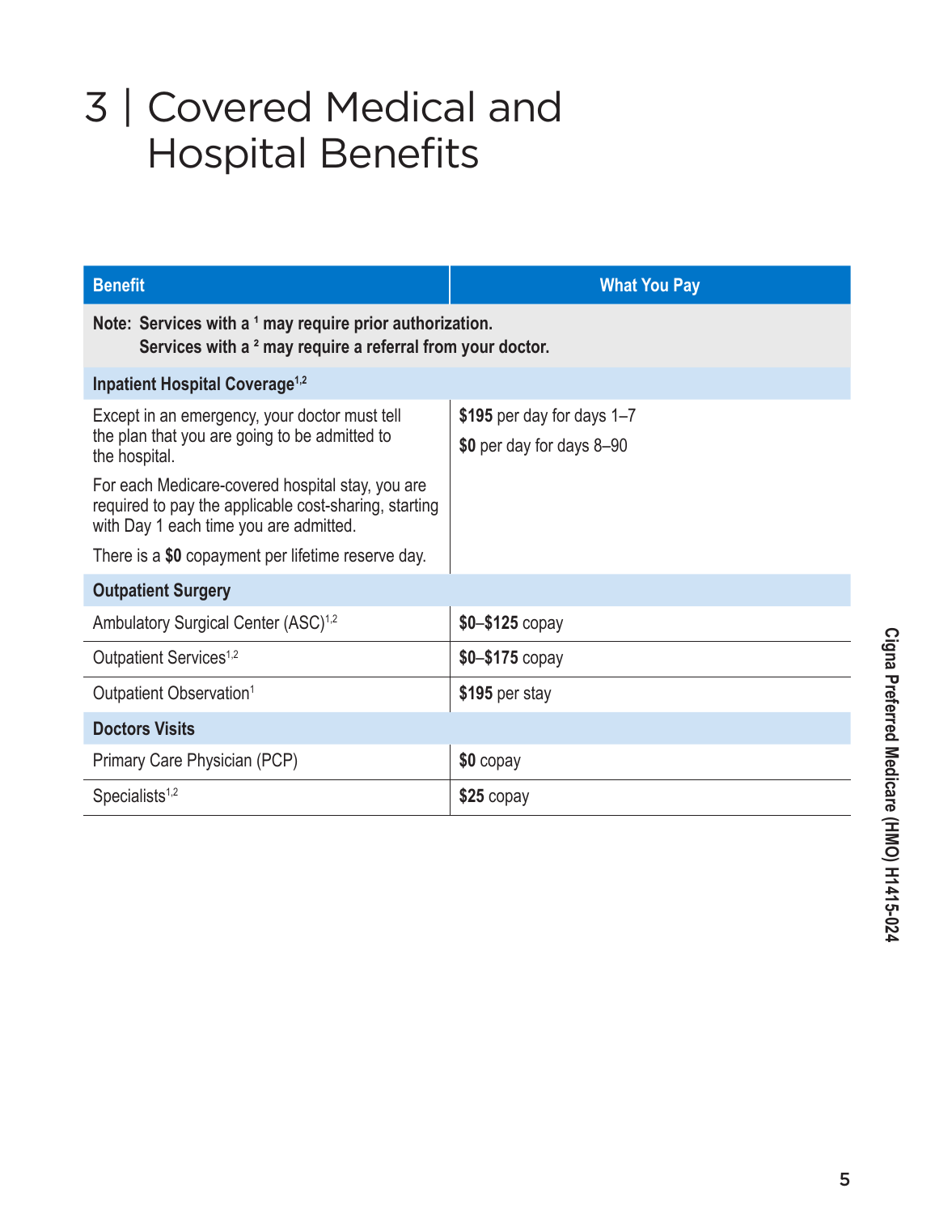# 3 | Covered Medical and Hospital Benefits

| Benefit | What You Pay |
|---|---|
| **Note: Services with a [1] may require prior authorization.**<br>**Services with a [2] may require a referral from your doctor.** | |
| **Inpatient Hospital Coverage[1,2]** | |
| Except in an emergency, your doctor must tell the plan that you are going to be admitted to the hospital.<br><br>For each Medicare-covered hospital stay, you are required to pay the applicable cost-sharing, starting with Day 1 each time you are admitted.<br><br>There is a **$0** copayment per lifetime reserve day. | **$195** per day for days 1–7<br><br>**$0** per day for days 8–90 |
| **Outpatient Surgery** | |
| Ambulatory Surgical Center (ASC)[1,2] | **$0–$125** copay |
| Outpatient Services[1,2] | **$0–$175** copay |
| Outpatient Observation[1] | **$195** per stay |
| **Doctors Visits** | |
| Primary Care Physician (PCP) | **$0** copay |
| Specialists[1,2] | **$25** copay |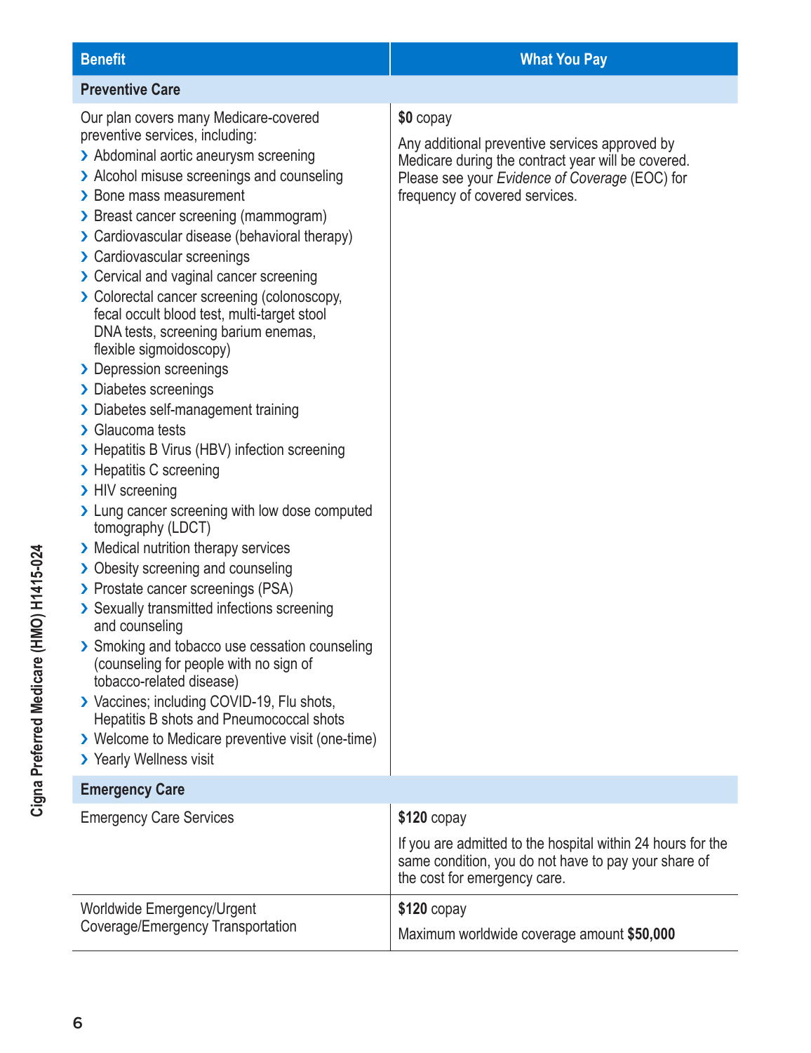| Benefit | What You Pay |
|---|---|
| **Preventive Care** | |
| Our plan covers many Medicare-covered preventive services, including:<br>› Abdominal aortic aneurysm screening<br>› Alcohol misuse screenings and counseling<br>› Bone mass measurement<br>› Breast cancer screening (mammogram)<br>› Cardiovascular disease (behavioral therapy)<br>› Cardiovascular screenings<br>› Cervical and vaginal cancer screening<br>› Colorectal cancer screening (colonoscopy, fecal occult blood test, multi-target stool DNA tests, screening barium enemas, flexible sigmoidoscopy)<br>› Depression screenings<br>› Diabetes screenings<br>› Diabetes self-management training<br>› Glaucoma tests<br>› Hepatitis B Virus (HBV) infection screening<br>› Hepatitis C screening<br>› HIV screening<br>› Lung cancer screening with low dose computed tomography (LDCT)<br>› Medical nutrition therapy services<br>› Obesity screening and counseling<br>› Prostate cancer screenings (PSA)<br>› Sexually transmitted infections screening and counseling<br>› Smoking and tobacco use cessation counseling (counseling for people with no sign of tobacco-related disease)<br>› Vaccines; including COVID-19, Flu shots, Hepatitis B shots and Pneumococcal shots<br>› Welcome to Medicare preventive visit (one-time)<br>› Yearly Wellness visit | **$0** copay<br><br>Any additional preventive services approved by Medicare during the contract year will be covered. Please see your *Evidence of Coverage* (EOC) for frequency of covered services. |
| **Emergency Care** | |
| Emergency Care Services | **$120** copay<br><br>If you are admitted to the hospital within 24 hours for the same condition, you do not have to pay your share of the cost for emergency care. |
| Worldwide Emergency/Urgent Coverage/Emergency Transportation | **$120** copay<br><br>Maximum worldwide coverage amount **$50,000** |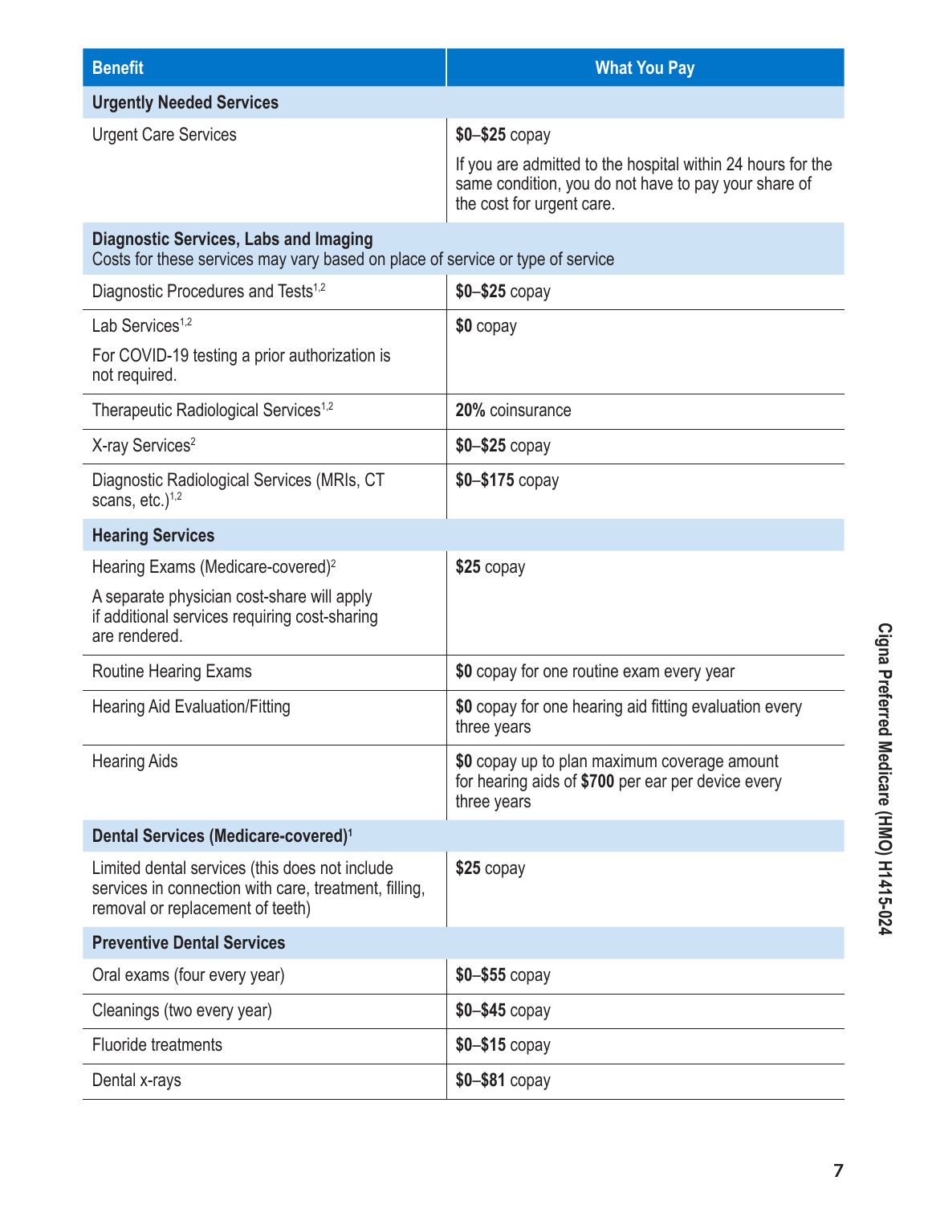| Benefit | What You Pay |
|---|---|
| **Urgently Needed Services** | |
| Urgent Care Services | **$0–$25** copay<br><br>If you are admitted to the hospital within 24 hours for the same condition, you do not have to pay your share of the cost for urgent care. |
| **Diagnostic Services, Labs and Imaging**<br>Costs for these services may vary based on place of service or type of service | |
| Diagnostic Procedures and Tests[1,2] | **$0–$25** copay |
| Lab Services[1,2]<br><br>For COVID-19 testing a prior authorization is not required. | **$0** copay |
| Therapeutic Radiological Services[1,2] | **20%** coinsurance |
| X-ray Services[2] | **$0–$25** copay |
| Diagnostic Radiological Services (MRIs, CT scans, etc.)[1,2] | **$0–$175** copay |
| **Hearing Services** | |
| Hearing Exams (Medicare-covered)[2]<br><br>A separate physician cost-share will apply if additional services requiring cost-sharing are rendered. | **$25** copay |
| Routine Hearing Exams | **$0** copay for one routine exam every year |
| Hearing Aid Evaluation/Fitting | **$0** copay for one hearing aid fitting evaluation every three years |
| Hearing Aids | **$0** copay up to plan maximum coverage amount for hearing aids of **$700** per ear per device every three years |
| **Dental Services (Medicare-covered)[1]** | |
| Limited dental services (this does not include services in connection with care, treatment, filling, removal or replacement of teeth) | **$25** copay |
| **Preventive Dental Services** | |
| Oral exams (four every year) | **$0–$55** copay |
| Cleanings (two every year) | **$0–$45** copay |
| Fluoride treatments | **$0–$15** copay |
| Dental x-rays | **$0–$81** copay |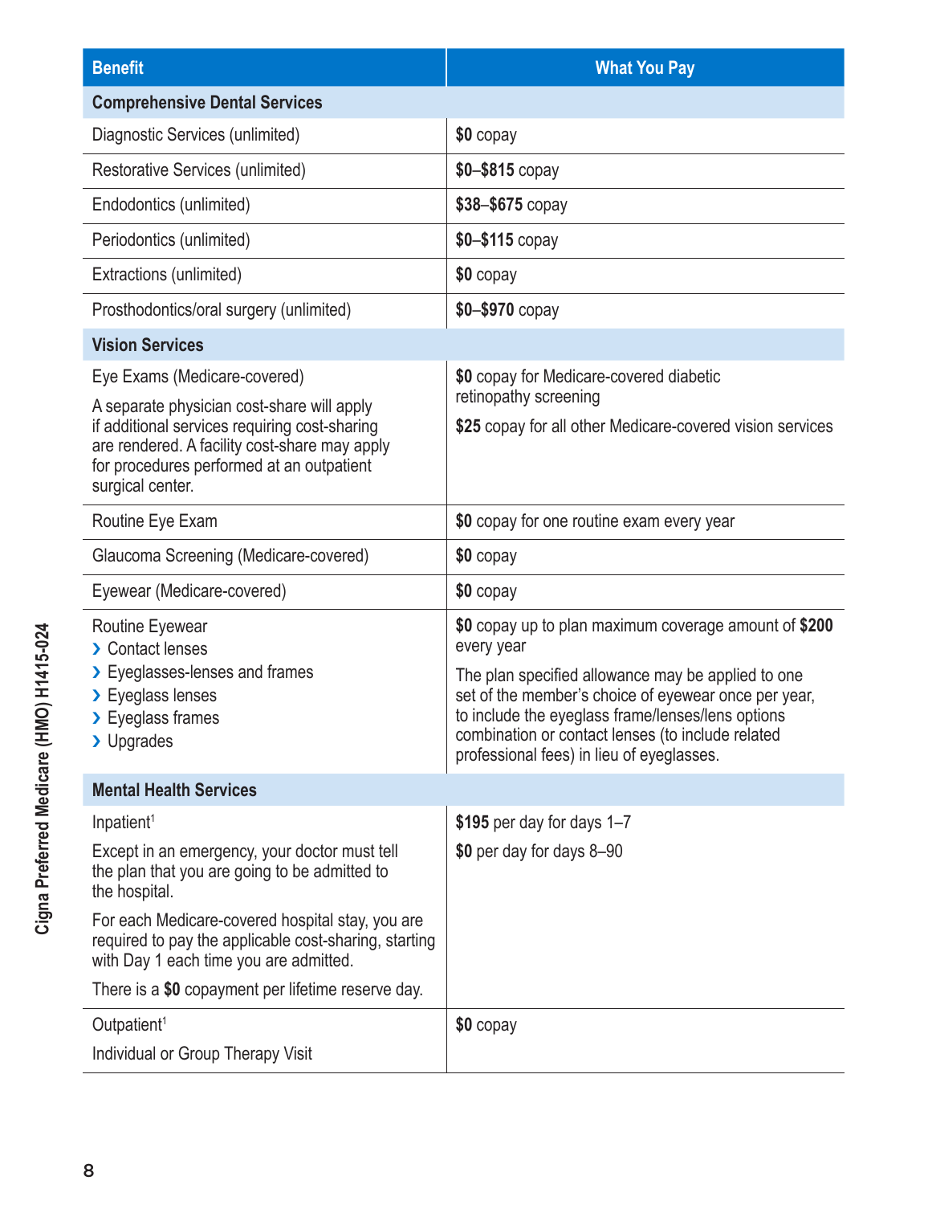| Benefit | What You Pay |
|---|---|
| **Comprehensive Dental Services** | |
| Diagnostic Services (unlimited) | **$0** copay |
| Restorative Services (unlimited) | **$0–$815** copay |
| Endodontics (unlimited) | **$38–$675** copay |
| Periodontics (unlimited) | **$0–$115** copay |
| Extractions (unlimited) | **$0** copay |
| Prosthodontics/oral surgery (unlimited) | **$0–$970** copay |
| **Vision Services** | |
| Eye Exams (Medicare-covered)<br><br>A separate physician cost-share will apply if additional services requiring cost-sharing are rendered. A facility cost-share may apply for procedures performed at an outpatient surgical center. | **$0** copay for Medicare-covered diabetic retinopathy screening<br><br>**$25** copay for all other Medicare-covered vision services |
| Routine Eye Exam | **$0** copay for one routine exam every year |
| Glaucoma Screening (Medicare-covered) | **$0** copay |
| Eyewear (Medicare-covered) | **$0** copay |
| Routine Eyewear<br>› Contact lenses<br>› Eyeglasses-lenses and frames<br>› Eyeglass lenses<br>› Eyeglass frames<br>› Upgrades | **$0** copay up to plan maximum coverage amount of **$200** every year<br><br>The plan specified allowance may be applied to one set of the member's choice of eyewear once per year, to include the eyeglass frame/lenses/lens options combination or contact lenses (to include related professional fees) in lieu of eyeglasses. |
| **Mental Health Services** | |
| Inpatient[1]<br><br>Except in an emergency, your doctor must tell the plan that you are going to be admitted to the hospital.<br><br>For each Medicare-covered hospital stay, you are required to pay the applicable cost-sharing, starting with Day 1 each time you are admitted.<br><br>There is a **$0** copayment per lifetime reserve day. | **$195** per day for days 1–7<br><br>**$0** per day for days 8–90 |
| Outpatient[1]<br><br>Individual or Group Therapy Visit | **$0** copay |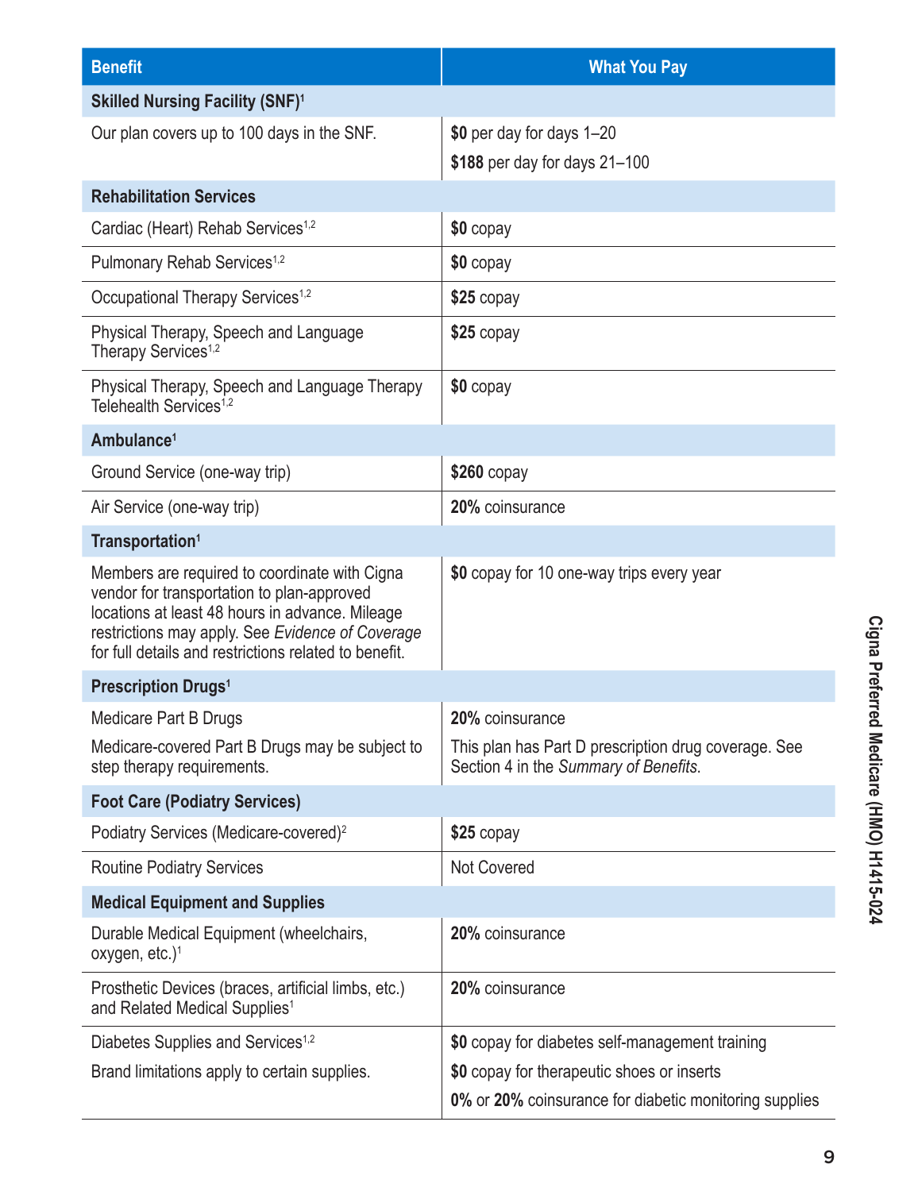| Benefit | What You Pay |
|---|---|
| **Skilled Nursing Facility (SNF)**[1] | |
| Our plan covers up to 100 days in the SNF. | **$0** per day for days 1–20<br>**$188** per day for days 21–100 |
| **Rehabilitation Services** | |
| Cardiac (Heart) Rehab Services[1,2] | **$0** copay |
| Pulmonary Rehab Services[1,2] | **$0** copay |
| Occupational Therapy Services[1,2] | **$25** copay |
| Physical Therapy, Speech and Language Therapy Services[1,2] | **$25** copay |
| Physical Therapy, Speech and Language Therapy Telehealth Services[1,2] | **$0** copay |
| **Ambulance**[1] | |
| Ground Service (one-way trip) | **$260** copay |
| Air Service (one-way trip) | **20%** coinsurance |
| **Transportation**[1] | |
| Members are required to coordinate with Cigna vendor for transportation to plan-approved locations at least 48 hours in advance. Mileage restrictions may apply. See *Evidence of Coverage* for full details and restrictions related to benefit. | **$0** copay for 10 one-way trips every year |
| **Prescription Drugs**[1] | |
| Medicare Part B Drugs<br>Medicare-covered Part B Drugs may be subject to step therapy requirements. | **20%** coinsurance<br>This plan has Part D prescription drug coverage. See Section 4 in the *Summary of Benefits*. |
| **Foot Care (Podiatry Services)** | |
| Podiatry Services (Medicare-covered)[2] | **$25** copay |
| Routine Podiatry Services | Not Covered |
| **Medical Equipment and Supplies** | |
| Durable Medical Equipment (wheelchairs, oxygen, etc.)[1] | **20%** coinsurance |
| Prosthetic Devices (braces, artificial limbs, etc.) and Related Medical Supplies[1] | **20%** coinsurance |
| Diabetes Supplies and Services[1,2]<br>Brand limitations apply to certain supplies. | **$0** copay for diabetes self-management training<br>**$0** copay for therapeutic shoes or inserts<br>**0%** or **20%** coinsurance for diabetic monitoring supplies |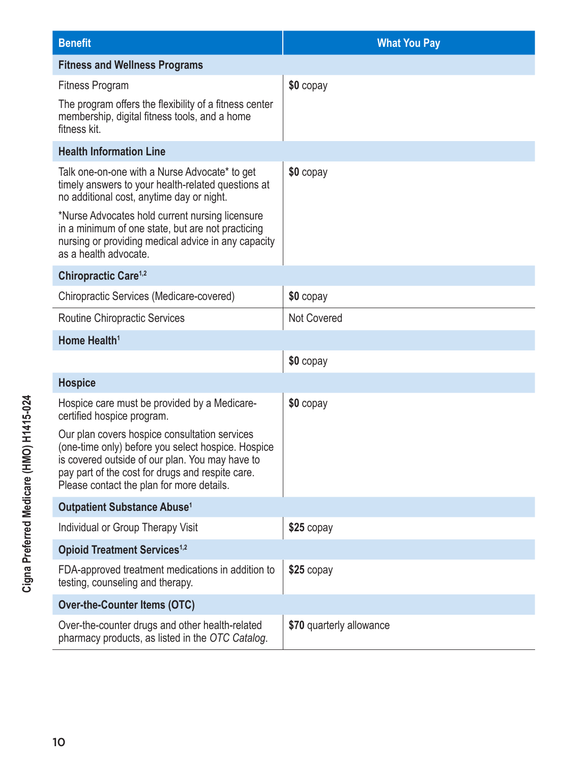| Benefit | What You Pay |
|---|---|
| **Fitness and Wellness Programs** | |
| Fitness Program<br><br>The program offers the flexibility of a fitness center membership, digital fitness tools, and a home fitness kit. | **$0** copay |
| **Health Information Line** | |
| Talk one-on-one with a Nurse Advocate* to get timely answers to your health-related questions at no additional cost, anytime day or night.<br><br>*Nurse Advocates hold current nursing licensure in a minimum of one state, but are not practicing nursing or providing medical advice in any capacity as a health advocate. | **$0** copay |
| **Chiropractic Care[1,2]** | |
| Chiropractic Services (Medicare-covered) | **$0** copay |
| Routine Chiropractic Services | Not Covered |
| **Home Health[1]** | |
| | **$0** copay |
| **Hospice** | |
| Hospice care must be provided by a Medicare-certified hospice program.<br><br>Our plan covers hospice consultation services (one-time only) before you select hospice. Hospice is covered outside of our plan. You may have to pay part of the cost for drugs and respite care. Please contact the plan for more details. | **$0** copay |
| **Outpatient Substance Abuse[1]** | |
| Individual or Group Therapy Visit | **$25** copay |
| **Opioid Treatment Services[1,2]** | |
| FDA-approved treatment medications in addition to testing, counseling and therapy. | **$25** copay |
| **Over-the-Counter Items (OTC)** | |
| Over-the-counter drugs and other health-related pharmacy products, as listed in the *OTC Catalog*. | **$70** quarterly allowance |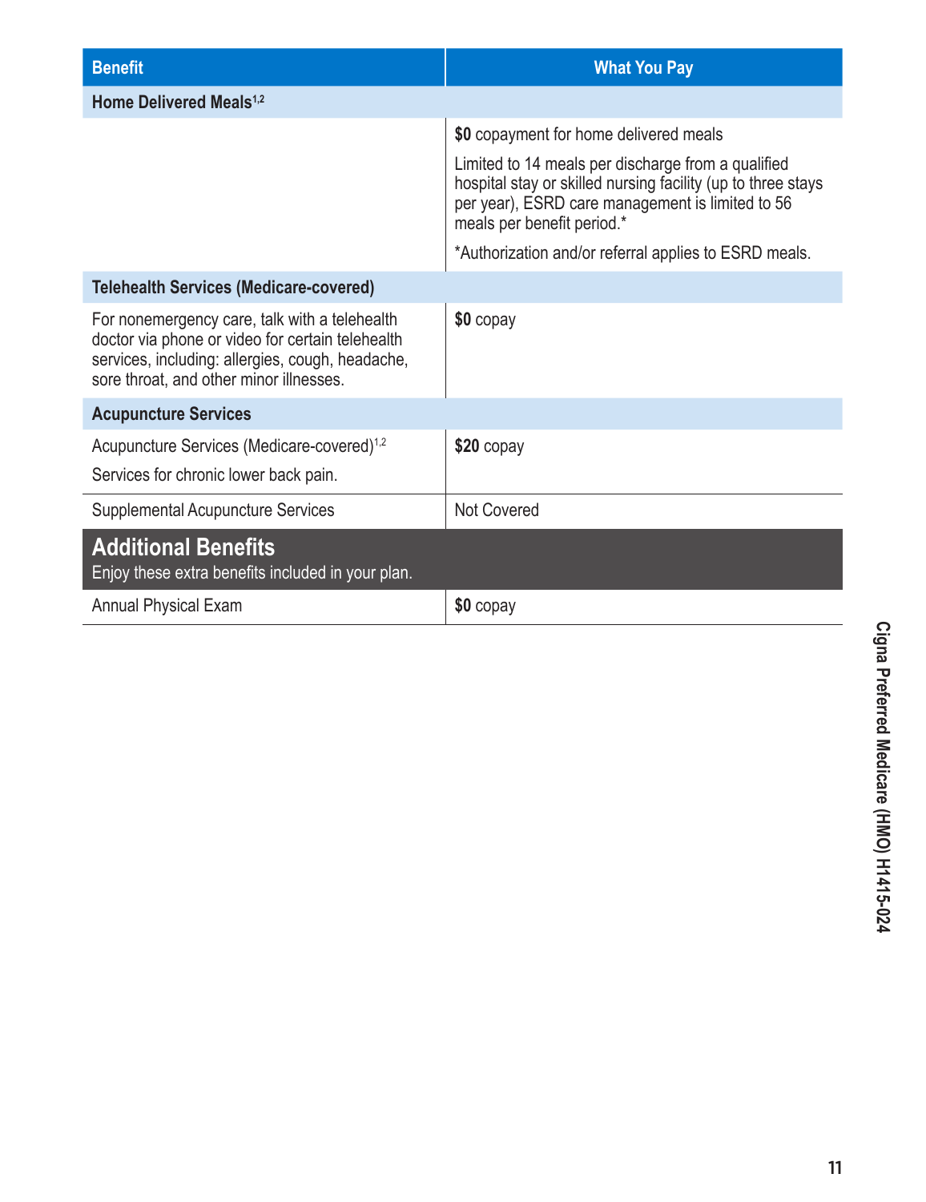| Benefit | What You Pay |
|---|---|
| **Home Delivered Meals[1,2]** | |
| | **$0** copayment for home delivered meals<br><br>Limited to 14 meals per discharge from a qualified hospital stay or skilled nursing facility (up to three stays per year), ESRD care management is limited to 56 meals per benefit period.*<br><br>*Authorization and/or referral applies to ESRD meals. |
| **Telehealth Services (Medicare-covered)** | |
| For nonemergency care, talk with a telehealth doctor via phone or video for certain telehealth services, including: allergies, cough, headache, sore throat, and other minor illnesses. | **$0** copay |
| **Acupuncture Services** | |
| Acupuncture Services (Medicare-covered)[1,2]<br><br>Services for chronic lower back pain. | **$20** copay |
| Supplemental Acupuncture Services | Not Covered |
| **Additional Benefits**<br>Enjoy these extra benefits included in your plan. | |
| Annual Physical Exam | **$0** copay |

Cigna Preferred Medicare (HMO) H1415-024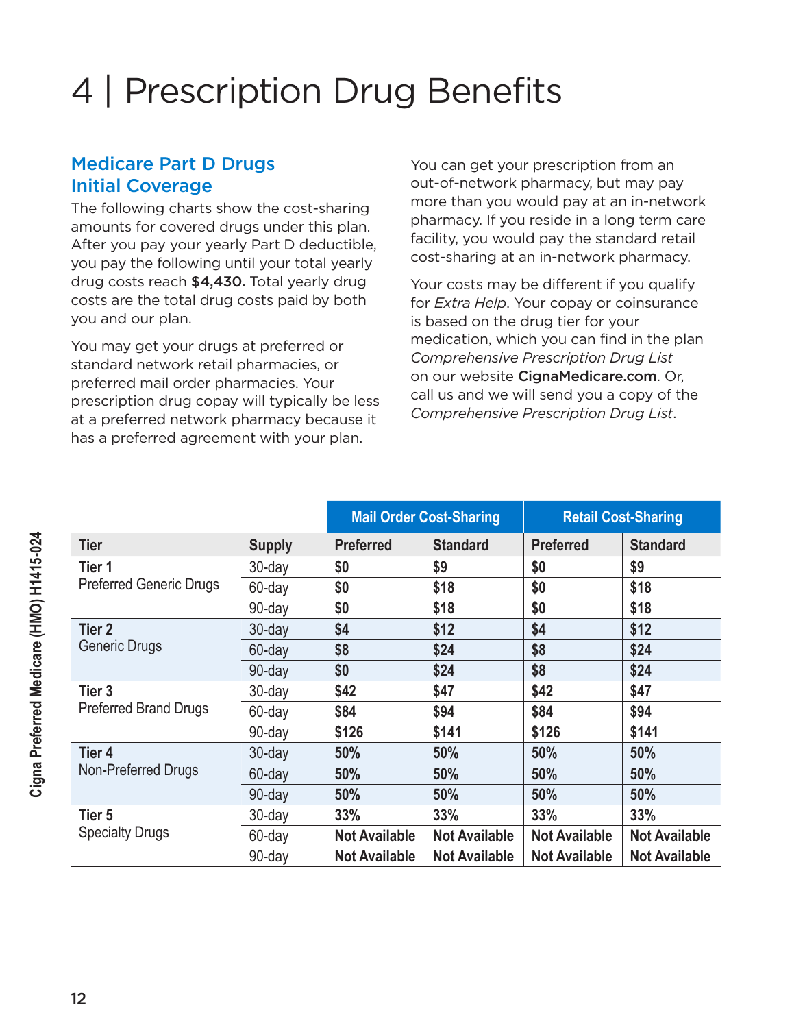# 4 | Prescription Drug Benefits

## Medicare Part D Drugs Initial Coverage

The following charts show the cost-sharing amounts for covered drugs under this plan. After you pay your yearly Part D deductible, you pay the following until your total yearly drug costs reach **$4,430.** Total yearly drug costs are the total drug costs paid by both you and our plan.

You may get your drugs at preferred or standard network retail pharmacies, or preferred mail order pharmacies. Your prescription drug copay will typically be less at a preferred network pharmacy because it has a preferred agreement with your plan.

You can get your prescription from an out-of-network pharmacy, but may pay more than you would pay at an in-network pharmacy. If you reside in a long term care facility, you would pay the standard retail cost-sharing at an in-network pharmacy.

Your costs may be different if you qualify for *Extra Help*. Your copay or coinsurance is based on the drug tier for your medication, which you can find in the plan *Comprehensive Prescription Drug List* on our website **CignaMedicare.com**. Or, call us and we will send you a copy of the *Comprehensive Prescription Drug List*.

| | | Mail Order Cost-Sharing | | Retail Cost-Sharing | |
|---|---|---|---|---|---|
| **Tier** | **Supply** | **Preferred** | **Standard** | **Preferred** | **Standard** |
| **Tier 1** Preferred Generic Drugs | 30-day | **$0** | **$9** | **$0** | **$9** |
| | 60-day | **$0** | **$18** | **$0** | **$18** |
| | 90-day | **$0** | **$18** | **$0** | **$18** |
| **Tier 2** Generic Drugs | 30-day | **$4** | **$12** | **$4** | **$12** |
| | 60-day | **$8** | **$24** | **$8** | **$24** |
| | 90-day | **$0** | **$24** | **$8** | **$24** |
| **Tier 3** Preferred Brand Drugs | 30-day | **$42** | **$47** | **$42** | **$47** |
| | 60-day | **$84** | **$94** | **$84** | **$94** |
| | 90-day | **$126** | **$141** | **$126** | **$141** |
| **Tier 4** Non-Preferred Drugs | 30-day | **50%** | **50%** | **50%** | **50%** |
| | 60-day | **50%** | **50%** | **50%** | **50%** |
| | 90-day | **50%** | **50%** | **50%** | **50%** |
| **Tier 5** Specialty Drugs | 30-day | **33%** | **33%** | **33%** | **33%** |
| | 60-day | **Not Available** | **Not Available** | **Not Available** | **Not Available** |
| | 90-day | **Not Available** | **Not Available** | **Not Available** | **Not Available** |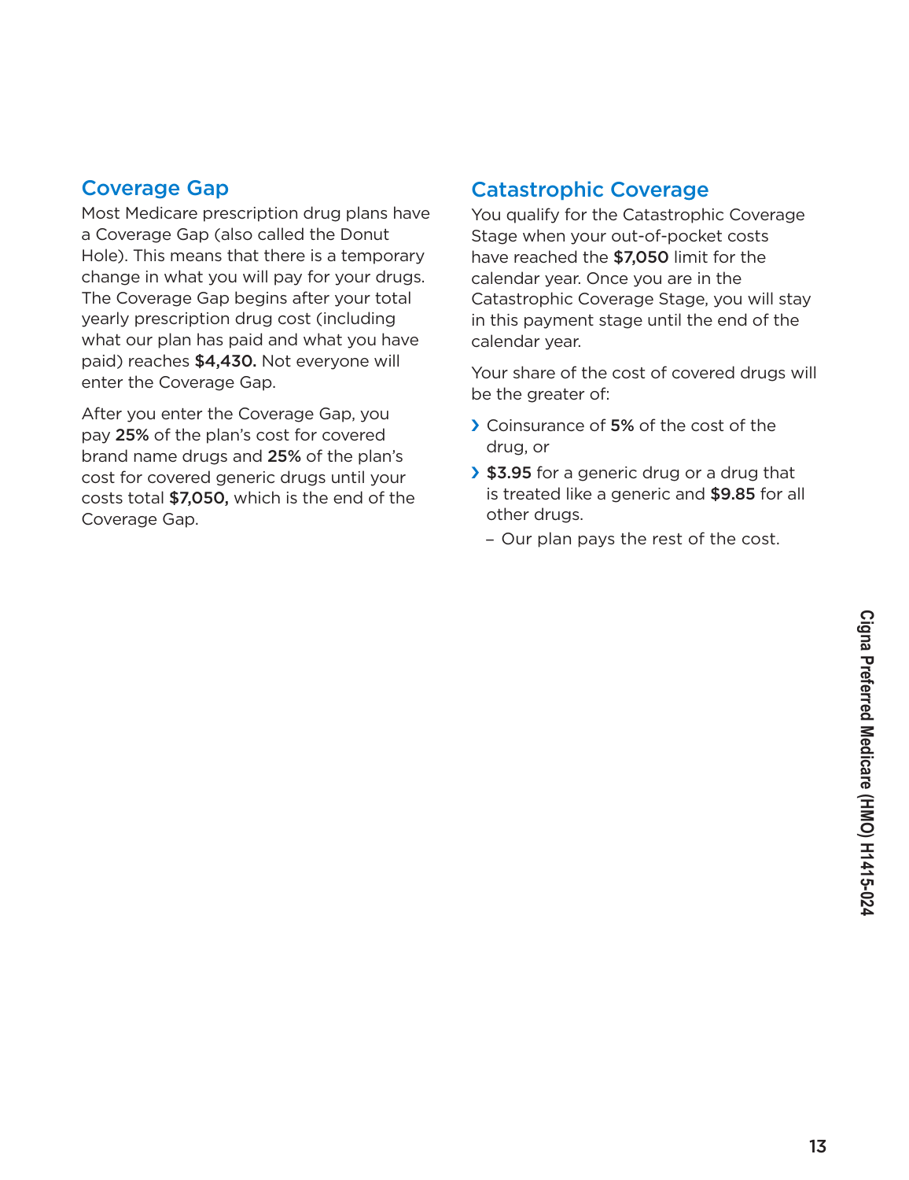## Coverage Gap

Most Medicare prescription drug plans have a Coverage Gap (also called the Donut Hole). This means that there is a temporary change in what you will pay for your drugs. The Coverage Gap begins after your total yearly prescription drug cost (including what our plan has paid and what you have paid) reaches **$4,430.** Not everyone will enter the Coverage Gap.

After you enter the Coverage Gap, you pay **25%** of the plan's cost for covered brand name drugs and **25%** of the plan's cost for covered generic drugs until your costs total **$7,050,** which is the end of the Coverage Gap.

## Catastrophic Coverage

You qualify for the Catastrophic Coverage Stage when your out-of-pocket costs have reached the **$7,050** limit for the calendar year. Once you are in the Catastrophic Coverage Stage, you will stay in this payment stage until the end of the calendar year.

Your share of the cost of covered drugs will be the greater of:

- Coinsurance of **5%** of the cost of the drug, or
- **$3.95** for a generic drug or a drug that is treated like a generic and **$9.85** for all other drugs.
  - Our plan pays the rest of the cost.